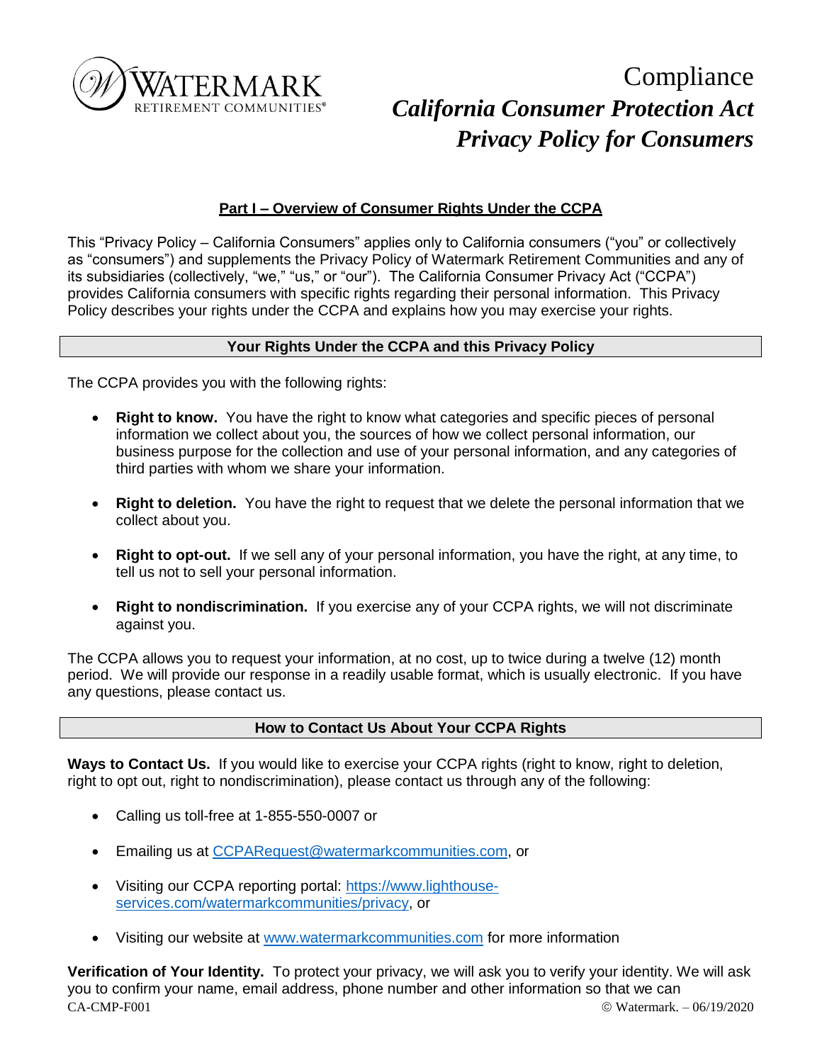WATERMARK
RETIREMENT COMMUNITIES®

# Compliance
# *California Consumer Protection Act*
# *Privacy Policy for Consumers*

## Part I – Overview of Consumer Rights Under the CCPA

This "Privacy Policy – California Consumers" applies only to California consumers ("you" or collectively as "consumers") and supplements the Privacy Policy of Watermark Retirement Communities and any of its subsidiaries (collectively, "we," "us," or "our"). The California Consumer Privacy Act ("CCPA") provides California consumers with specific rights regarding their personal information. This Privacy Policy describes your rights under the CCPA and explains how you may exercise your rights.

### Your Rights Under the CCPA and this Privacy Policy

The CCPA provides you with the following rights:

- **Right to know.** You have the right to know what categories and specific pieces of personal information we collect about you, the sources of how we collect personal information, our business purpose for the collection and use of your personal information, and any categories of third parties with whom we share your information.
- **Right to deletion.** You have the right to request that we delete the personal information that we collect about you.
- **Right to opt-out.** If we sell any of your personal information, you have the right, at any time, to tell us not to sell your personal information.
- **Right to nondiscrimination.** If you exercise any of your CCPA rights, we will not discriminate against you.

The CCPA allows you to request your information, at no cost, up to twice during a twelve (12) month period. We will provide our response in a readily usable format, which is usually electronic. If you have any questions, please contact us.

### How to Contact Us About Your CCPA Rights

**Ways to Contact Us.** If you would like to exercise your CCPA rights (right to know, right to deletion, right to opt out, right to nondiscrimination), please contact us through any of the following:

- Calling us toll-free at 1-855-550-0007 or
- Emailing us at CCPARequest@watermarkcommunities.com, or
- Visiting our CCPA reporting portal: https://www.lighthouse-services.com/watermarkcommunities/privacy, or
- Visiting our website at www.watermarkcommunities.com for more information

**Verification of Your Identity.** To protect your privacy, we will ask you to verify your identity. We will ask you to confirm your name, email address, phone number and other information so that we can

CA-CMP-F001 © Watermark. – 06/19/2020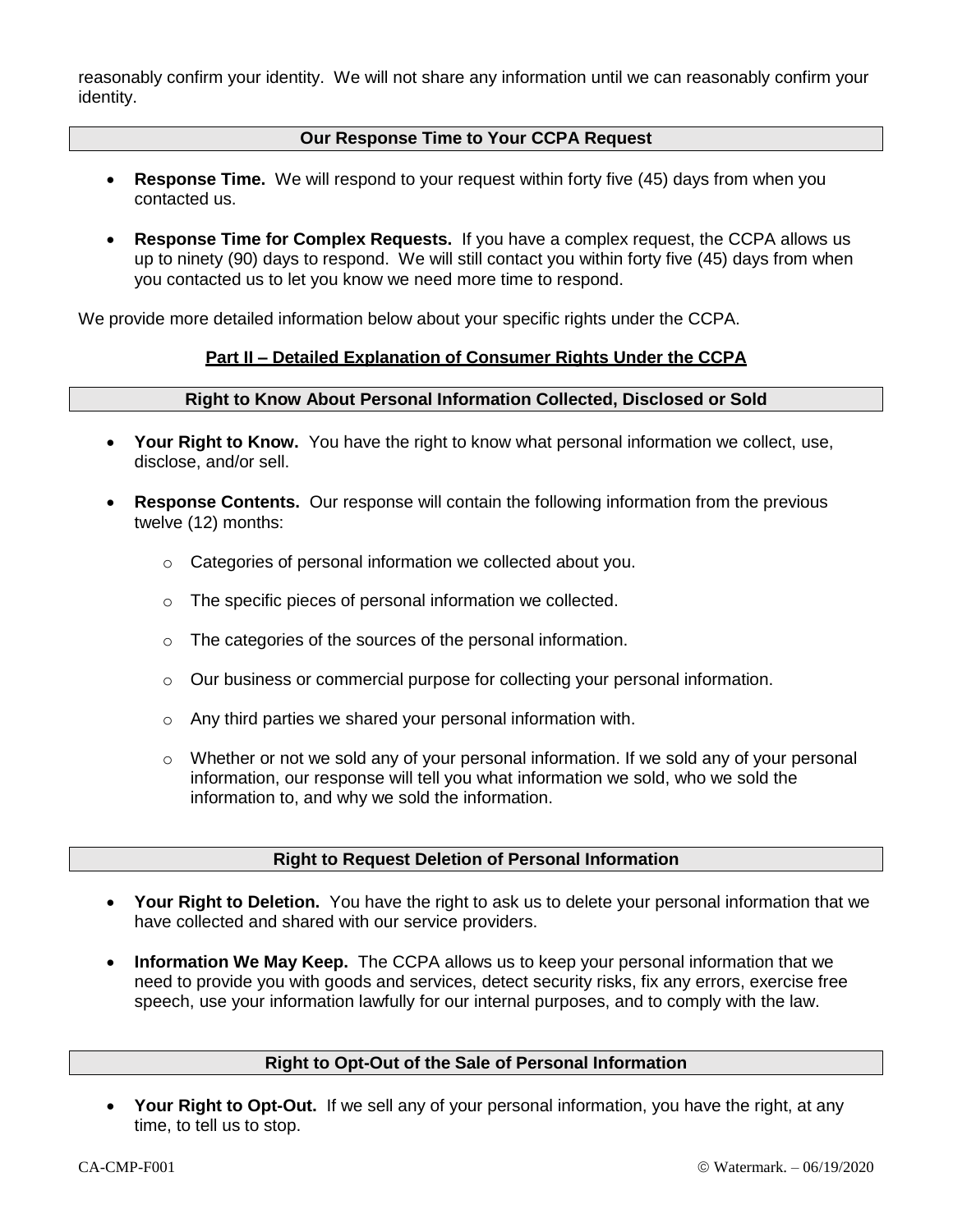reasonably confirm your identity. We will not share any information until we can reasonably confirm your identity.

### Our Response Time to Your CCPA Request

- **Response Time.** We will respond to your request within forty five (45) days from when you contacted us.
- **Response Time for Complex Requests.** If you have a complex request, the CCPA allows us up to ninety (90) days to respond. We will still contact you within forty five (45) days from when you contacted us to let you know we need more time to respond.

We provide more detailed information below about your specific rights under the CCPA.

## Part II – Detailed Explanation of Consumer Rights Under the CCPA

### Right to Know About Personal Information Collected, Disclosed or Sold

- **Your Right to Know.** You have the right to know what personal information we collect, use, disclose, and/or sell.
- **Response Contents.** Our response will contain the following information from the previous twelve (12) months:
  - Categories of personal information we collected about you.
  - The specific pieces of personal information we collected.
  - The categories of the sources of the personal information.
  - Our business or commercial purpose for collecting your personal information.
  - Any third parties we shared your personal information with.
  - Whether or not we sold any of your personal information. If we sold any of your personal information, our response will tell you what information we sold, who we sold the information to, and why we sold the information.

### Right to Request Deletion of Personal Information

- **Your Right to Deletion.** You have the right to ask us to delete your personal information that we have collected and shared with our service providers.
- **Information We May Keep.** The CCPA allows us to keep your personal information that we need to provide you with goods and services, detect security risks, fix any errors, exercise free speech, use your information lawfully for our internal purposes, and to comply with the law.

### Right to Opt-Out of the Sale of Personal Information

- **Your Right to Opt-Out.** If we sell any of your personal information, you have the right, at any time, to tell us to stop.

CA-CMP-F001 © Watermark. – 06/19/2020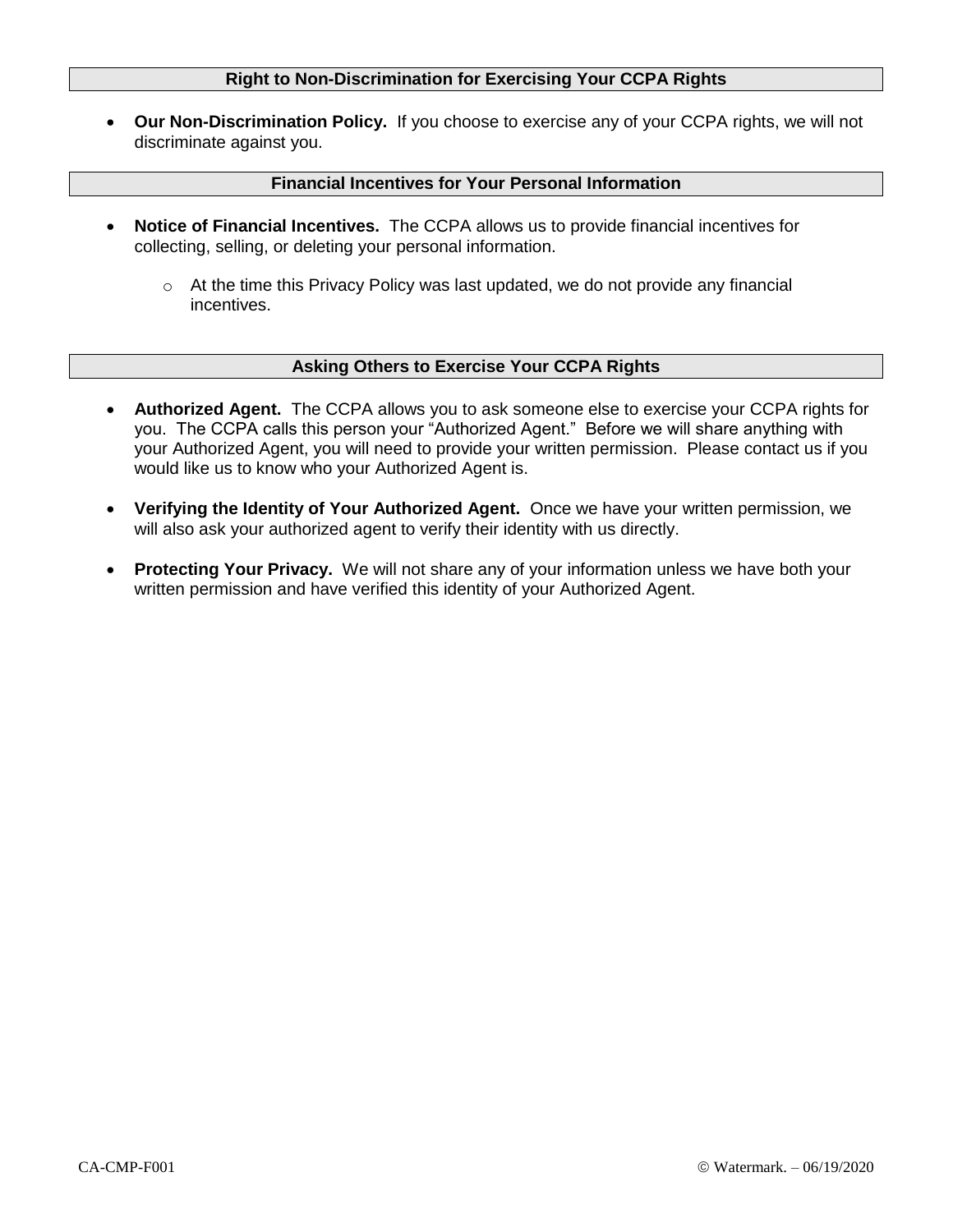## Right to Non-Discrimination for Exercising Your CCPA Rights

- **Our Non-Discrimination Policy.** If you choose to exercise any of your CCPA rights, we will not discriminate against you.

## Financial Incentives for Your Personal Information

- **Notice of Financial Incentives.** The CCPA allows us to provide financial incentives for collecting, selling, or deleting your personal information.
  - At the time this Privacy Policy was last updated, we do not provide any financial incentives.

## Asking Others to Exercise Your CCPA Rights

- **Authorized Agent.** The CCPA allows you to ask someone else to exercise your CCPA rights for you. The CCPA calls this person your "Authorized Agent." Before we will share anything with your Authorized Agent, you will need to provide your written permission. Please contact us if you would like us to know who your Authorized Agent is.

- **Verifying the Identity of Your Authorized Agent.** Once we have your written permission, we will also ask your authorized agent to verify their identity with us directly.

- **Protecting Your Privacy.** We will not share any of your information unless we have both your written permission and have verified this identity of your Authorized Agent.

CA-CMP-F001 © Watermark. – 06/19/2020